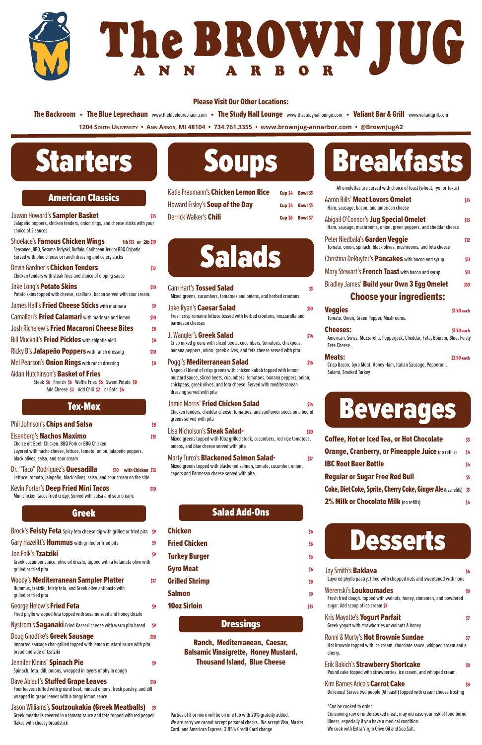# The BROWN JUG
ANN ARBOR

**Please Visit Our Other Locations:**

**The Backroom** • **The Blue Leprechaun** www.theblueleprechaun.com • **The Study Hall Lounge** www.thestudyhalllounge.com • **Valiant Bar & Grill** www.valiantgrill.com

1204 South University • Ann Arbor, MI 48104 • 734.761.3355 • www.brownjug-annarbor.com • @BrownJugA2

# Starters

## American Classics

Juwan Howard's **Sampler Basket** — $13
Jalapeño poppers, chicken tenders, onion rings, and cheese sticks with your choice of 2 sauces

Shoelace's **Famous Chicken Wings** — 1lb $13 or 2lb $19
Seasoned, BBQ, Sesame Teriyaki, Buffalo, Caribbean Jerk or BBQ Chipotle
Served with blue cheese or ranch dressing and celery sticks

Devin Gardner's **Chicken Tenders** — $12
Chicken tenders with steak fries and choice of dipping sauce

Jake Long's **Potato Skins** — $10
Potato skins topped with cheese, scallions, bacon served with sour cream.

James Hall's **Fried Cheese Sticks** with marinara — $9

Camalleri's **Fried Calamari** with marinara and lemon — $10

Josh Richelew's **Fried Macaroni Cheese Bites** — $8

Bill Muckalt's **Fried Pickles** with chipotle aioli — $8

Ricky B's **Jalapeño Poppers** with ranch dressing — $10

Mel Pearson's **Onion Rings** with ranch dressing — $8

Aidan Hutchinson's **Basket of Fries**
Steak $6 French $6 Waffle Fries $6 Sweet Potato $8
Add Cheese $2 Add Chili $2 or Both $4

## Tex-Mex

Phil Johnson's **Chips and Salsa** — $8

Eisenberg's **Nachos Maximo** — $13
Choice of: Beef, Chicken, BBQ Pork or BBQ Chicken
Layered with nacho cheese, lettuce, tomato, onion, jalapeño peppers, black olives, salsa, and sour cream

Dr. "Taco" Rodriguez's **Quesadilla** — $10 with Chicken $12
Lettuce, tomato, jalapeño, black olives, salsa, and sour cream on the side

Kevin Porter's **Deep Fried Mini Tacos** — $10
Mini chicken tacos fried crispy. Served with salsa and sour cream.

## Greek

Brock's **Feisty Feta** Spicy feta cheese dip with grilled or fried pita — $9

Gary Hazelitt's **Hummus** with grilled or fried pita — $9

Jon Falk's **Tzatziki** — $9
Greek cucumber sauce, olive oil drizzle, topped with a kalamata olive with grilled or fried pita

Woody's **Mediterranean Sampler Platter** — $17
Hummus, tzatziki, feisty feta, and Greek olive antipasto with grilled or fried pita

George Helow's **Fried Feta** — $9
Fried phyllo wrapped feta topped with sesame seed and honey drizzle

Nystrom's **Saganaki** Fried Kasseri cheese with warm pita bread — $9

Doug Gnodtke's **Greek Sausage** — $10
Imported sausage char-grilled topped with lemon mustard sauce with pita bread and side of tzatziki

Jennifer Kleins' **Spinach Pie** — $9
Spinach, feta, dill, onions, wrapped in layers of phyllo dough

Dave Ablauf's **Stuffed Grape Leaves** — $10
Four leaves stuffed with ground beef, minced onions, fresh parsley, and dill wrapped in grape leaves with a tangy lemon sauce

Jason Williams's **Soutzoukakia (Greek Meatballs)** — $9
Greek meatballs covered in a tomato sauce and feta topped with red pepper flakes with cheesy breadstick

# Soups

Katie Fraumann's **Chicken Lemon Rice** — Cup $4 Bowl $5

Howard Eisley's **Soup of the Day** — Cup $4 Bowl $5

Derrick Walker's **Chili** — Cup $6 Bowl $7

# Salads

Cam Hart's **Tossed Salad** — $5
Mixed greens, cucumbers, tomatoes and onions, and herbed croutons

Jake Ryan's **Caesar Salad** — $10
Fresh crisp romaine lettuce tossed with herbed croutons, mozzarella and parmesan cheeses

J. Wangler's **Greek Salad** — $14
Crisp mixed greens with sliced beets, cucumbers, tomatoes, chickpeas, banana peppers, onion, greek olives, and feta cheese served with pita

Poggi's **Mediterranean Salad** — $16
A special blend of crisp greens with chicken kabob topped with lemon mustard sauce, sliced beets, cucumbers, tomatoes, banana peppers, onion, chickpeas, greek olives, and feta cheese. Served with mediterranean dressing served with pita

Jamie Morris' **Fried Chicken Salad** — $14
Chicken tenders, cheddar cheese, tomatoes, and sunflower seeds on a bed of greens served with pita

Lisa Nicholson's **Steak Salad*** — $20
Mixed greens topped with 10oz grilled steak, cucumbers, red ripe tomatoes, onions, and blue cheese served with pita

Marty Turco's **Blackened Salmon Salad*** — $17
Mixed greens topped with blackened salmon, tomato, cucumber, onion, capers and Parmesan cheese served with pita.

## Salad Add-Ons

| Item | Price |
|---|---|
| Chicken | $6 |
| Fried Chicken | $6 |
| Turkey Burger | $6 |
| Gyro Meat | $6 |
| Grilled Shrimp | $8 |
| Salmon | $9 |
| 10oz Sirloin | $13 |

## Dressings

**Ranch, Mediterranean, Caesar, Balsamic Vinaigrette, Honey Mustard, Thousand Island, Blue Cheese**

Parties of 8 or more will be on one tab with 20% gratuity added.
We are sorry we cannot accept personal checks. We accept Visa, Master Card, and American Express. 3.95% Credit Card change

# Breakfasts

All omelettes are served with choice of toast (wheat, rye, or Texas)

Aaron Bills' **Meat Lovers Omelet** — $13
Ham, sausage, bacon, and american cheese

Abigail O'Connor's **Jug Special Omelet** — $13
Ham, sausage, mushrooms, onion, green peppers, and cheddar cheese

Peter Niedbala's **Garden Veggie** — $12
Tomato, onion, spinach, black olives, mushrooms, and feta cheese

Christina DeRuyter's **Pancakes** with bacon and syrup — $11

Mary Stewart's **French Toast** with bacon and syrup — $11

Bradley James' **Build your Own 3 Egg Omelet** — $10

### Choose your ingredients:

**Veggies** — $1.50 each
Tomato, Onion, Green Pepper, Mushrooms.

**Cheeses:** — $1.50 each
American, Swiss, Mozzarella, Pepperjack, Cheddar, Feta, Boursin, Blue, Feisty Feta Cheese.

**Meats:** — $2.50 each
Crisp Bacon, Gyro Meat, Honey Ham, Italian Sausage, Pepperoni, Salami, Smoked Turkey

# Beverages

| Item | Price |
|---|---|
| **Coffee, Hot or Iced Tea, or Hot Chocolate** | $3 |
| **Orange, Cranberry, or Pineapple Juice** (no refills) | $4 |
| **IBC Root Beer Bottle** | $4 |
| **Regular or Sugar Free Red Bull** | $5 |
| **Coke, Diet Coke, Sprite, Cherry Coke, Ginger Ale** (free refills) | $3 |
| **2% Milk or Chocolate Milk** (no refills) | $4 |

# Desserts

Jay Smith's **Baklava** — $6
Layered phyllo pastry, filled with chopped nuts and sweetened with hone

Werenski's **Loukoumades** — $8
Fresh fried dough. topped with walnuts, honey, cinnamon, and powdered sugar. Add scoop of ice cream $3

Kris Mayotte's **Yogurt Parfait** — $7
Greek yogurt with strawberries or walnuts & honey

Ronni & Morty's **Hot Brownie Sundae** — $7
Hot brownie topped with ice cream, chocolate sauce, whipped cream and a cherry.

Erik Bakich's **Strawberry Shortcake** — $8
Pound cake topped with strawberries, ice cream, and whipped cream.

Kim Barnes Arico's **Carrot Cake** — $8
Delicious! Serves two people (At least!) topped with cream cheese frosting

*Can be cooked to order.
Consuming raw or undercooked meat, may increase your risk of food borne illness, especially if you have a medical condition.
We cook with Extra Virgin Olive Oil and Sea Salt.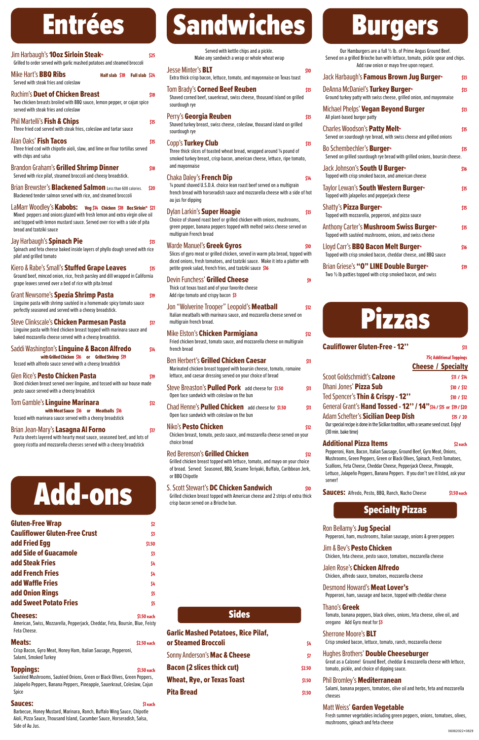# Entrées

**Jim Harbaugh's 10oz Sirloin Steak*** $25
Grilled to order served with garlic mashed potatoes and steamed broccoli

**Mike Hart's BBQ Ribs** Half slab $18 Full slab $24
Served with steak fries and coleslaw

**Ruchim's Duet of Chicken Breast** $18
Two chicken breasts broiled with BBQ sauce, lemon pepper, or cajun spice served with steak fries and coleslaw

**Phil Martelli's Fish & Chips** $15
Three fried cod served with steak fries, coleslaw and tartar sauce

**Alan Oaks' Fish Tacos** $15
Three fried cod with chipotle aioli, slaw, and lime on flour tortillas served with chips and salsa

**Brandon Graham's Grilled Shrimp Dinner** $18
Served with rice pilaf, steamed broccoli and cheesy breadstick.

**Brian Brewster's Blackened Salmon** Less than 600 calories. $20
Blackened tender salmon served with rice, and steamed broccoli

**LaMarr Woodley's Kabobs:** Veg $14 Chicken $18 8oz Sirloin* $21
Mixed peppers and onions glazed with fresh lemon and extra virgin olive oil and topped with lemon mustard sauce. Served over rice with a side of pita bread and tzatziki sauce

**Jay Harbaugh's Spinach Pie** $13
Spinach and feta cheese baked inside layers of phyllo dough served with rice pilaf and grilled tomato

**Kiero & Rabe's Small's Stuffed Grape Leaves** $15
Ground beef, minced onion, rice, fresh parsley and dill wrapped in California grape leaves served over a bed of rice with pita bread

**Grant Newsome's Spezia Shrimp Pasta** $19
Linguine pasta with shrimp sautéed in a homemade spicy tomato sauce perfectly seasoned and served with a cheesy breadstick.

**Steve Clinkscale's Chicken Parmesan Pasta** $17
Linguine pasta with fried chicken breast topped with marinara sauce and baked mozzarella cheese served with a cheesy breadstick.

**Saddi Washington's Linguine & Bacon Alfredo** $14
with Grilled Chicken $16 or Grilled Shrimp $19
Tossed with alfredo sauce served with a cheesy breadstick

**Glen Rice's Pesto Chicken Pasta** $19
Diced chicken breast served over linguine, and tossed with our house made pesto sauce served with a cheesy breadstick

**Tom Gamble's Linguine Marinara** $12
with Meat Sauce $16 or Meatballs $16
Tossed with marinara sauce served with a cheesy breadstick

**Brian Jean-Mary's Lasagna Al Forno** $17
Pasta sheets layered with hearty meat sauce, seasoned beef, and lots of gooey ricotta and mozzarella cheeses served with a cheesy breadstick

# Add-ons

| | |
|---|---|
| **Gluten-Free Wrap** | $2 |
| **Cauliflower Gluten-Free Crust** | $3 |
| **add Fried Egg** | $1.50 |
| **add Side of Guacamole** | $3 |
| **add Steak Fries** | $4 |
| **add French Fries** | $4 |
| **add Waffle Fries** | $4 |
| **add Onion Rings** | $5 |
| **add Sweet Potato Fries** | $5 |

**Cheeses:** $1.50 each
American, Swiss, Mozzarella, Pepperjack, Cheddar, Feta, Boursin, Blue, Feisty Feta Cheese.

**Meats:** $2.50 each
Crisp Bacon, Gyro Meat, Honey Ham, Italian Sausage, Pepperoni, Salami, Smoked Turkey

**Toppings:** $1.50 each
Sautéed Mushrooms, Sautéed Onions, Green or Black Olives, Green Peppers, Jalapeño Peppers, Banana Peppers, Pineapple, Sauerkraut, Coleslaw, Cajun Spice

**Sauces:** $1 each
Barbecue, Honey Mustard, Marinara, Ranch, Buffalo Wing Sauce, Chipotle Aioli, Pizza Sauce, Thousand Island, Cucumber Sauce, Horseradish, Salsa, Side of Au Jus.

# Sandwiches

Served with kettle chips and a pickle.
Make any sandwich a wrap or whole wheat wrap

**Jesse Minter's BLT** $10
Extra thick crisp bacon, lettuce, tomato, and mayonnaise on Texas toast

**Tom Brady's Corned Beef Reuben** $13
Shaved corned beef, sauerkraut, swiss cheese, thousand island on grilled sourdough rye

**Perry's Georgia Reuben** $13
Shaved turkey breast, swiss cheese, coleslaw, thousand island on grilled sourdough rye

**Copp's Turkey Club** $13
Three thick slices of toasted wheat bread, wrapped around ¼ pound of smoked turkey breast, crisp bacon, american cheese, lettuce, ripe tomato, and mayonnaise

**Chaka Daley's French Dip** $14
¼ pound shaved U.S.D.A. choice lean roast beef served on a multigrain french bread with horseradish sauce and mozzarella cheese with a side of hot au jus for dipping

**Dylan Larkin's Super Hoagie** $13
Choice of shaved roast beef or grilled chicken with onions, mushrooms, green pepper, banana peppers topped with melted swiss cheese served on multigrain French bread

**Warde Manuel's Greek Gyros** $10
Slices of gyro meat or grilled chicken, served in warm pita bread, topped with diced onions, fresh tomatoes, and tzatziki sauce. Make it into a platter with petite greek salad, french fries, and tzatziki sauce $16

**Devin Funchess' Grilled Cheese** $9
Thick cut texas toast and of your favorite cheese
Add ripe tomato and crispy bacon $3

**Jon "Wolverine Trooper" Leopold's Meatball** $12
Italian meatballs with marinara sauce, and mozzarella cheese served on multigrain french bread.

**Mike Elston's Chicken Parmigiana** $12
Fried chicken breast, tomato sauce, and mozzarella cheese on multigrain french bread

**Ben Herbert's Grilled Chicken Caesar** $11
Marinated chicken breast topped with boursin cheese, tomato, romaine lettuce, and caesar dressing served on your choice of bread

**Steve Breaston's Pulled Pork** add cheese for $1.50 $11
Open face sandwich with coleslaw on the bun

**Chad Henne's Pulled Chicken** add cheese for $1.50 $11
Open face sandwich with coleslaw on the bun

**Niko's Pesto Chicken** $12
Chicken breast, tomato, pesto sauce, and mozzarella cheese served on your choice bread

**Red Berenson's Grilled Chicken** $12
Grilled chicken breast topped with lettuce, tomato, and mayo on your choice of bread. Served: Seasoned, BBQ, Sesame Teriyaki, Buffalo, Caribbean Jerk, or BBQ Chipotle

**S. Scott Stewart's DC Chicken Sandwich** $10
Grilled chicken breast topped with American cheese and 2 strips of extra thick crisp bacon served on a Brioche bun.

## Sides

| | |
|---|---|
| **Garlic Mashed Potatoes, Rice Pilaf, or Steamed Broccoli** | $4 |
| **Sonny Anderson's Mac & Cheese** | $7 |
| **Bacon (2 slices thick cut)** | $2.50 |
| **Wheat, Rye, or Texas Toast** | $1.50 |
| **Pita Bread** | $1.50 |

# Burgers

Our Hamburgers are a full ½ lb. of Prime Angus Ground Beef.
Served on a grilled Brioche bun with lettuce, tomato, pickle spear and chips.
Add raw onion or mayo free upon request.

**Jack Harbaugh's Famous Brown Jug Burger*** $13

**DeAnna McDaniel's Turkey Burger*** $13
Ground turkey patty with swiss cheese, grilled onion, and mayonnaise

**Michael Phelps' Vegan Beyond Burger** $13
All plant-based burger patty

**Charles Woodson's Patty Melt*** $15
Served on sourdough rye bread, with swiss cheese and grilled onions

**Bo Schembechler's Burger*** $15
Served on grilled sourdough rye bread with grilled onions, boursin cheese.

**Jack Johnson's South U Burger*** $16
Topped with crisp smoked bacon, and american cheese

**Taylor Lewan's South Western Burger*** $15
Topped with jalapeños and pepperjack cheese

**Shatty's Pizza Burger*** $15
Topped with mozzarella, pepperoni, and pizza sauce

**Anthony Carter's Mushroom Swiss Burger*** $15
Topped with sautéed mushrooms, onions, and swiss cheese

**Lloyd Carr's BBQ Bacon Melt Burger*** $16
Topped with crisp smoked bacon, cheddar cheese, and BBQ sauce

**Brian Griese's "O" LINE Double Burger*** $19
Two ½ lb patties topped with crisp smoked bacon, and swiss

# Pizzas

**Cauliflower Gluten-Free - 12"** $11

75¢ Additional Toppings

| | Cheese / Specialty |
|---|---|
| Scoot Goldschmidt's **Calzone** | $11 / $14 |
| Dhani Jones' **Pizza Sub** | $10 / $12 |
| Ted Spencer's **Thin & Crispy - 12"** | $10 / $12 |
| General Grant's **Hand Tossed - 12" / 14"** | $14 / $15 or $19 / $20 |
| Adam Schefter's **Sicilian Deep Dish** | $15 / 20 |

Our special recipe is done in the Sicilian tradition, with a sesame seed crust. Enjoy! (30 min. bake time)

**Additional Pizza Items** $2 each
Pepperoni, Ham, Bacon, Italian Sausage, Ground Beef, Gyro Meat, Onions, Mushrooms, Green or Black Olives, Spinach, Fresh Tomatoes, Scallions, Feta Cheese, Cheddar Cheese, Pepperjack Cheese, Pineapple, Lettuce, Jalapeño Peppers, Banana Peppers. If you don't see it listed, ask your server!

**Sauces:** Alfredo, Pesto, BBQ, Ranch, Nacho Cheese $1.50 each

## Specialty Pizzas

**Ron Bellamy's Jug Special**
Pepperoni, ham, mushrooms, Italian sausage, onions & green peppers

**Jim & Bev's Pesto Chicken**
Chicken, feta cheese, pesto sauce, tomatoes, mozzarella cheese

**Jalen Rose's Chicken Alfredo**
Chicken, alfredo sauce, tomatoes, mozzarella cheese

**Desmond Howard's Meat Lover's**
Pepperoni, ham, sausage and bacon, topped with cheddar cheese

**Thano's Greek**
Tomato, banana peppers, black olives, onions, feta cheese, olive oil, and oregano Add Gyro meat for $3

**Sherrone Moore's BLT**
Crisp smoked bacon, lettuce, tomato, ranch, mozzarella cheese

**Hughes Brothers' Double Cheeseburger**
Great as a Calzone! Ground Beef, cheddar & mozzarella cheese with lettuce, tomato, pickle, and choice of dipping sauce.

**Phil Bromley's Mediterranean**
Salami, banana peppers, tomatoes, olive oil and herbs, feta and mozzarella cheeses

**Matt Weiss' Garden Vegetable**
Fresh summer vegetables including green peppers, onions, tomatoes, olives, mushrooms, spinach and feta cheese

06062022+0829